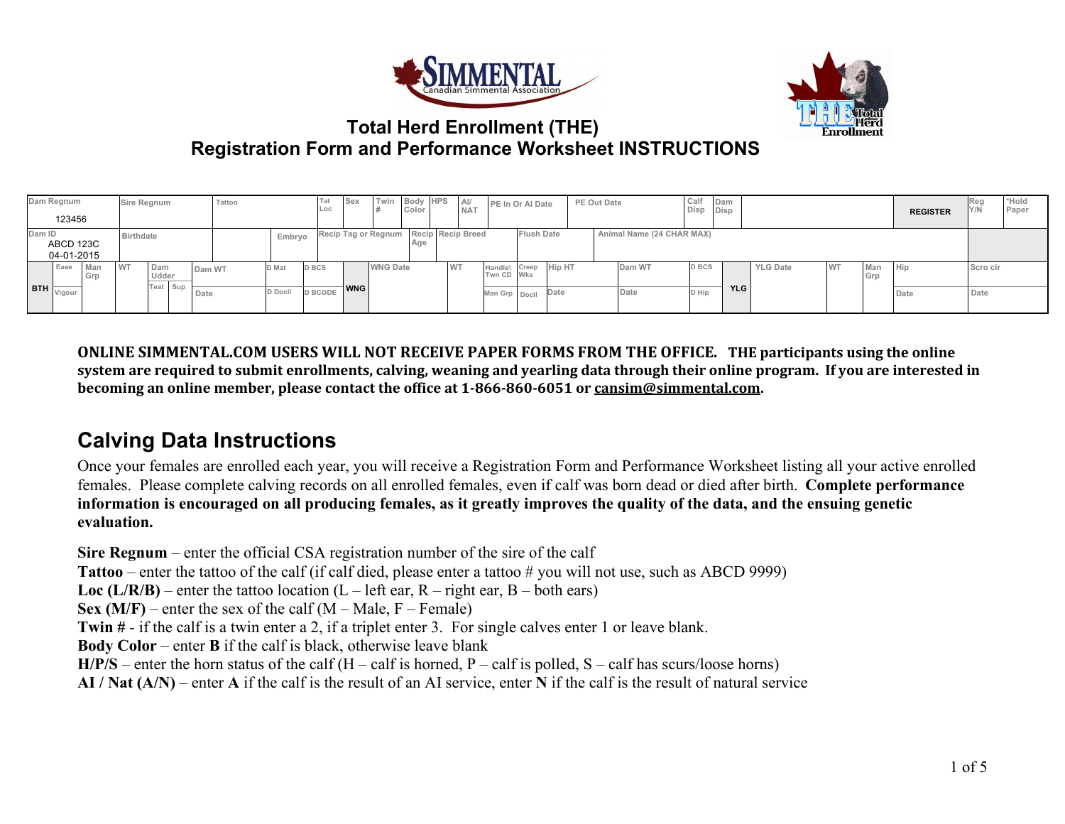# Total Herd Enrollment (THE)
# Registration Form and Performance Worksheet INSTRUCTIONS

| Dam Regnum<br>123456 | | Sire Regnum | | Tattoo | | Tat Loc | Sex | Twin # | Body Color | HPS | AI/ NAT | PE In Or AI Date | | PE Out Date | | Calf Disp | Dam Disp | | REGISTER | Reg Y/N | *Hold Paper |
|---|---|---|---|---|---|---|---|---|---|---|---|---|---|---|---|---|---|---|---|---|---|
| Dam ID<br>ABCD 123C<br>04-01-2015 | | Birthdate | | | Embryo | Recip Tag or Regnum | | | Recip Age | Recip Breed | | Flush Date | | Animal Name (24 CHAR MAX) | | | | | | | |
| BTH | Ease / Vigour | Man Grp | WT | Dam Udder (Teat, Sup) | Dam WT / Date | D Mat / D Docil | D BCS / D BCODE | WNG | WNG Date | WT | Handle\ Twn CD / Man Grp | Creep Wks / Docil | Hip HT / Date | Dam WT / Date | D BCS / D Hip | YLG | YLG Date | WT | Man Grp | Hip / Date | Scro cir / Date |

**ONLINE SIMMENTAL.COM USERS WILL NOT RECEIVE PAPER FORMS FROM THE OFFICE. THE participants using the online system are required to submit enrollments, calving, weaning and yearling data through their online program. If you are interested in becoming an online member, please contact the office at 1-866-860-6051 or cansim@simmental.com.**

## Calving Data Instructions

Once your females are enrolled each year, you will receive a Registration Form and Performance Worksheet listing all your active enrolled females. Please complete calving records on all enrolled females, even if calf was born dead or died after birth. **Complete performance information is encouraged on all producing females, as it greatly improves the quality of the data, and the ensuing genetic evaluation.**

**Sire Regnum** – enter the official CSA registration number of the sire of the calf
**Tattoo** – enter the tattoo of the calf (if calf died, please enter a tattoo # you will not use, such as ABCD 9999)
**Loc (L/R/B)** – enter the tattoo location (L – left ear, R – right ear, B – both ears)
**Sex (M/F)** – enter the sex of the calf (M – Male, F – Female)
**Twin #** - if the calf is a twin enter a 2, if a triplet enter 3. For single calves enter 1 or leave blank.
**Body Color** – enter **B** if the calf is black, otherwise leave blank
**H/P/S** – enter the horn status of the calf (H – calf is horned, P – calf is polled, S – calf has scurs/loose horns)
**AI / Nat (A/N)** – enter **A** if the calf is the result of an AI service, enter **N** if the calf is the result of natural service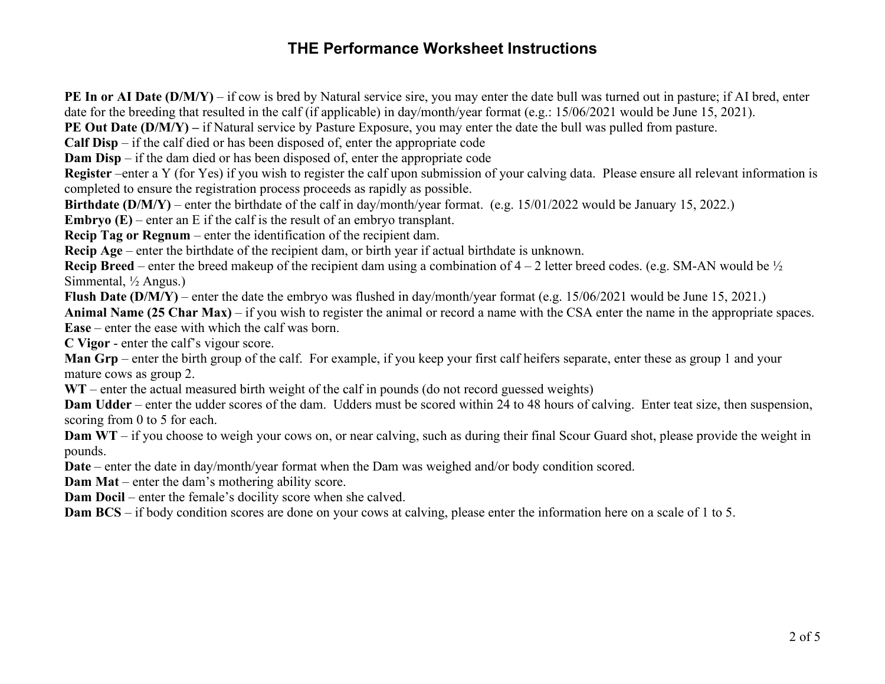# THE Performance Worksheet Instructions

**PE In or AI Date (D/M/Y)** – if cow is bred by Natural service sire, you may enter the date bull was turned out in pasture; if AI bred, enter date for the breeding that resulted in the calf (if applicable) in day/month/year format (e.g.: 15/06/2021 would be June 15, 2021).

**PE Out Date (D/M/Y) –** if Natural service by Pasture Exposure, you may enter the date the bull was pulled from pasture.

**Calf Disp** – if the calf died or has been disposed of, enter the appropriate code

**Dam Disp** – if the dam died or has been disposed of, enter the appropriate code

**Register** –enter a Y (for Yes) if you wish to register the calf upon submission of your calving data. Please ensure all relevant information is completed to ensure the registration process proceeds as rapidly as possible.

**Birthdate (D/M/Y)** – enter the birthdate of the calf in day/month/year format. (e.g. 15/01/2022 would be January 15, 2022.)

**Embryo (E)** – enter an E if the calf is the result of an embryo transplant.

**Recip Tag or Regnum** – enter the identification of the recipient dam.

**Recip Age** – enter the birthdate of the recipient dam, or birth year if actual birthdate is unknown.

**Recip Breed** – enter the breed makeup of the recipient dam using a combination of 4 – 2 letter breed codes. (e.g. SM-AN would be ½ Simmental, ½ Angus.)

**Flush Date (D/M/Y)** – enter the date the embryo was flushed in day/month/year format (e.g. 15/06/2021 would be June 15, 2021.)

**Animal Name (25 Char Max)** – if you wish to register the animal or record a name with the CSA enter the name in the appropriate spaces.

**Ease** – enter the ease with which the calf was born.

**C Vigor** - enter the calf's vigour score.

**Man Grp** – enter the birth group of the calf. For example, if you keep your first calf heifers separate, enter these as group 1 and your mature cows as group 2.

**WT** – enter the actual measured birth weight of the calf in pounds (do not record guessed weights)

**Dam Udder** – enter the udder scores of the dam. Udders must be scored within 24 to 48 hours of calving. Enter teat size, then suspension, scoring from 0 to 5 for each.

**Dam WT** – if you choose to weigh your cows on, or near calving, such as during their final Scour Guard shot, please provide the weight in pounds.

**Date** – enter the date in day/month/year format when the Dam was weighed and/or body condition scored.

**Dam Mat** – enter the dam's mothering ability score.

**Dam Docil** – enter the female's docility score when she calved.

**Dam BCS** – if body condition scores are done on your cows at calving, please enter the information here on a scale of 1 to 5.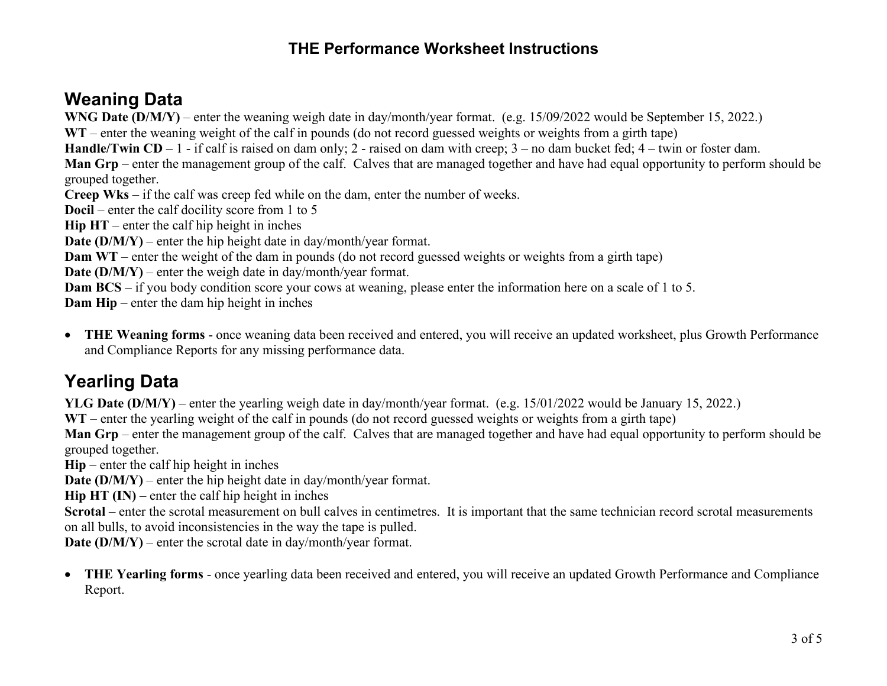# THE Performance Worksheet Instructions

## Weaning Data

**WNG Date (D/M/Y)** – enter the weaning weigh date in day/month/year format. (e.g. 15/09/2022 would be September 15, 2022.)
**WT** – enter the weaning weight of the calf in pounds (do not record guessed weights or weights from a girth tape)
**Handle/Twin CD** – 1 - if calf is raised on dam only; 2 - raised on dam with creep; 3 – no dam bucket fed; 4 – twin or foster dam.
**Man Grp** – enter the management group of the calf. Calves that are managed together and have had equal opportunity to perform should be grouped together.
**Creep Wks** – if the calf was creep fed while on the dam, enter the number of weeks.
**Docil** – enter the calf docility score from 1 to 5
**Hip HT** – enter the calf hip height in inches
**Date (D/M/Y)** – enter the hip height date in day/month/year format.
**Dam WT** – enter the weight of the dam in pounds (do not record guessed weights or weights from a girth tape)
**Date (D/M/Y)** – enter the weigh date in day/month/year format.
**Dam BCS** – if you body condition score your cows at weaning, please enter the information here on a scale of 1 to 5.
**Dam Hip** – enter the dam hip height in inches

- **THE Weaning forms** - once weaning data been received and entered, you will receive an updated worksheet, plus Growth Performance and Compliance Reports for any missing performance data.

## Yearling Data

**YLG Date (D/M/Y)** – enter the yearling weigh date in day/month/year format. (e.g. 15/01/2022 would be January 15, 2022.)
**WT** – enter the yearling weight of the calf in pounds (do not record guessed weights or weights from a girth tape)
**Man Grp** – enter the management group of the calf. Calves that are managed together and have had equal opportunity to perform should be grouped together.
**Hip** – enter the calf hip height in inches
**Date (D/M/Y)** – enter the hip height date in day/month/year format.
**Hip HT (IN)** – enter the calf hip height in inches
**Scrotal** – enter the scrotal measurement on bull calves in centimetres. It is important that the same technician record scrotal measurements on all bulls, to avoid inconsistencies in the way the tape is pulled.
**Date (D/M/Y)** – enter the scrotal date in day/month/year format.

- **THE Yearling forms** - once yearling data been received and entered, you will receive an updated Growth Performance and Compliance Report.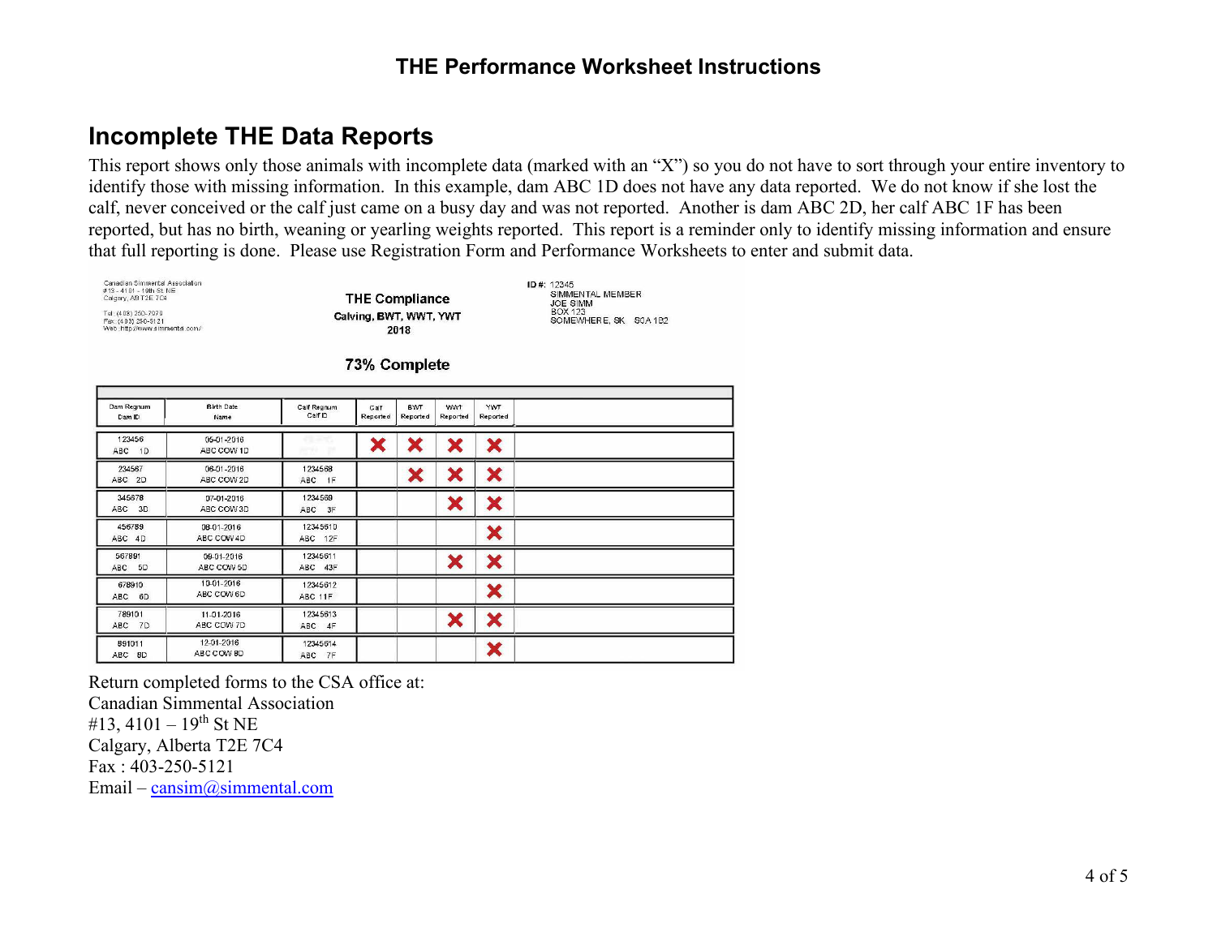# THE Performance Worksheet Instructions

## Incomplete THE Data Reports

This report shows only those animals with incomplete data (marked with an "X") so you do not have to sort through your entire inventory to identify those with missing information. In this example, dam ABC 1D does not have any data reported. We do not know if she lost the calf, never conceived or the calf just came on a busy day and was not reported. Another is dam ABC 2D, her calf ABC 1F has been reported, but has no birth, weaning or yearling weights reported. This report is a reminder only to identify missing information and ensure that full reporting is done. Please use Registration Form and Performance Worksheets to enter and submit data.

Canadian Simmental Association
#13 - 4101 - 19th St NE
Calgary, AB T2E 7C4

Tel: (403) 250-7070
Fax: (403) 250-5121
Web: http://www.simmental.com/

**THE Compliance**
**Calving, BWT, WWT, YWT**
**2018**

ID #: 12345
SIMMENTAL MEMBER
JOE SIMM
BOX 123
SOMEWHERE, SK S0A 1B2

**73% Complete**

| Dam Regnum Dam ID | Birth Date Name | Calf Regnum Calf ID | Calf Reported | BWT Reported | WWT Reported | YWT Reported |
|---|---|---|---|---|---|---|
| 123456 ABC 1D | 05-01-2016 ABC COW 1D | | X | X | X | X |
| 234567 ABC 2D | 06-01-2016 ABC COW 2D | 1234568 ABC 1F | | X | X | X |
| 345678 ABC 3D | 07-01-2016 ABC COW 3D | 1234569 ABC 3F | | | X | X |
| 456789 ABC 4D | 08-01-2016 ABC COW 4D | 12345610 ABC 12F | | | | X |
| 567891 ABC 5D | 09-01-2016 ABC COW 5D | 12345611 ABC 43F | | | X | X |
| 678910 ABC 6D | 10-01-2016 ABC COW 6D | 12345612 ABC 11F | | | | X |
| 789101 ABC 7D | 11-01-2016 ABC COW 7D | 12345613 ABC 4F | | | X | X |
| 891011 ABC 8D | 12-01-2016 ABC COW 8D | 12345614 ABC 7F | | | | X |

Return completed forms to the CSA office at:
Canadian Simmental Association
#13, 4101 – 19th St NE
Calgary, Alberta T2E 7C4
Fax : 403-250-5121
Email – cansim@simmental.com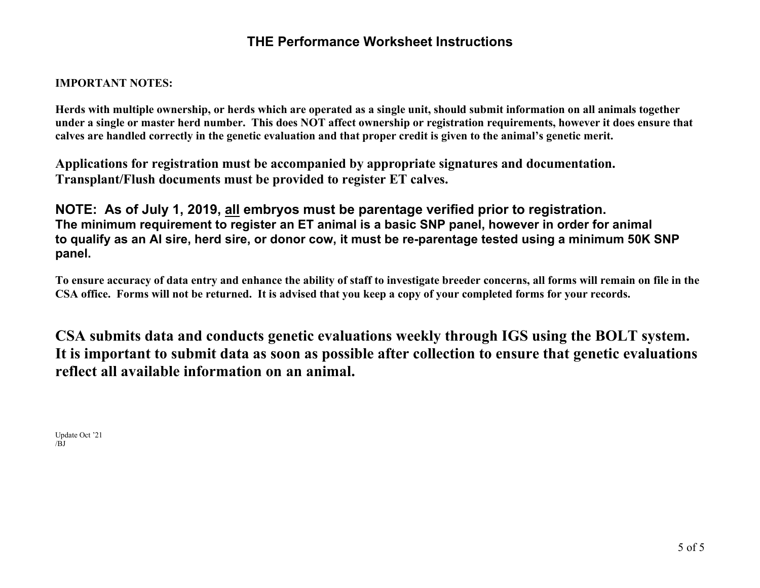## THE Performance Worksheet Instructions

**IMPORTANT NOTES:**

**Herds with multiple ownership, or herds which are operated as a single unit, should submit information on all animals together under a single or master herd number. This does NOT affect ownership or registration requirements, however it does ensure that calves are handled correctly in the genetic evaluation and that proper credit is given to the animal's genetic merit.**

**Applications for registration must be accompanied by appropriate signatures and documentation. Transplant/Flush documents must be provided to register ET calves.**

**NOTE: As of July 1, 2019, <u>all</u> embryos must be parentage verified prior to registration.**
**The minimum requirement to register an ET animal is a basic SNP panel, however in order for animal to qualify as an AI sire, herd sire, or donor cow, it must be re-parentage tested using a minimum 50K SNP panel.**

**To ensure accuracy of data entry and enhance the ability of staff to investigate breeder concerns, all forms will remain on file in the CSA office. Forms will not be returned. It is advised that you keep a copy of your completed forms for your records.**

**CSA submits data and conducts genetic evaluations weekly through IGS using the BOLT system. It is important to submit data as soon as possible after collection to ensure that genetic evaluations reflect all available information on an animal.**

Update Oct '21
/BJ